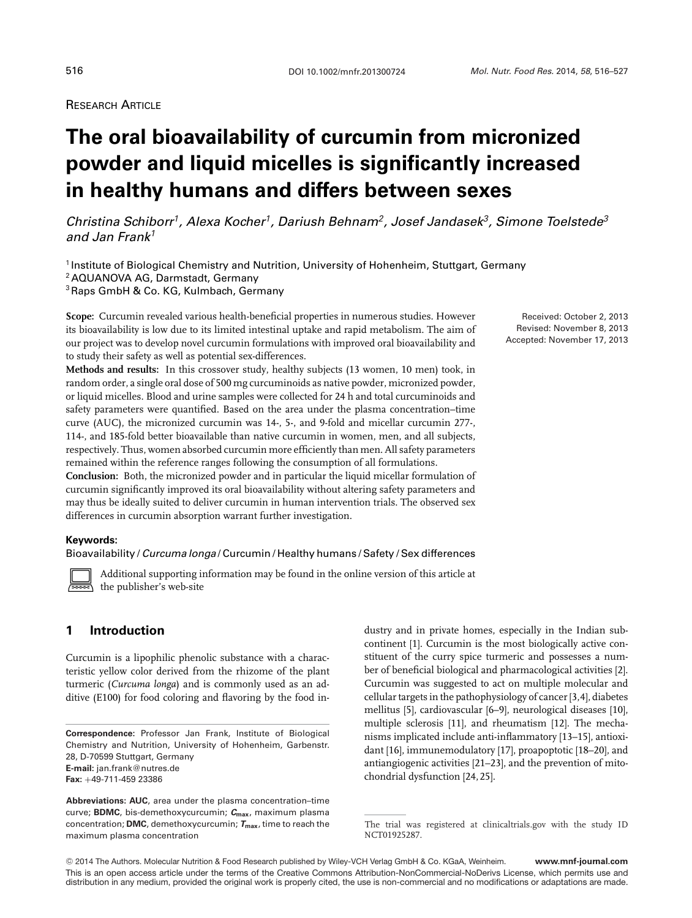Research Article

# The oral bioavailability of curcumin from micronized powder and liquid micelles is significantly increased in healthy humans and differs between sexes

*Christina Schiborr[1], Alexa Kocher[1], Dariush Behnam[2], Josef Jandasek[3], Simone Toelstede[3] and Jan Frank[1]*

[1] Institute of Biological Chemistry and Nutrition, University of Hohenheim, Stuttgart, Germany
[2] AQUANOVA AG, Darmstadt, Germany
[3] Raps GmbH & Co. KG, Kulmbach, Germany

Received: October 2, 2013
Revised: November 8, 2013
Accepted: November 17, 2013

**Scope:** Curcumin revealed various health-beneficial properties in numerous studies. However its bioavailability is low due to its limited intestinal uptake and rapid metabolism. The aim of our project was to develop novel curcumin formulations with improved oral bioavailability and to study their safety as well as potential sex-differences.

**Methods and results:** In this crossover study, healthy subjects (13 women, 10 men) took, in random order, a single oral dose of 500 mg curcuminoids as native powder, micronized powder, or liquid micelles. Blood and urine samples were collected for 24 h and total curcuminoids and safety parameters were quantified. Based on the area under the plasma concentration–time curve (AUC), the micronized curcumin was 14-, 5-, and 9-fold and micellar curcumin 277-, 114-, and 185-fold better bioavailable than native curcumin in women, men, and all subjects, respectively. Thus, women absorbed curcumin more efficiently than men. All safety parameters remained within the reference ranges following the consumption of all formulations.

**Conclusion:** Both, the micronized powder and in particular the liquid micellar formulation of curcumin significantly improved its oral bioavailability without altering safety parameters and may thus be ideally suited to deliver curcumin in human intervention trials. The observed sex differences in curcumin absorption warrant further investigation.

**Keywords:**

Bioavailability / *Curcuma longa* / Curcumin / Healthy humans / Safety / Sex differences

Additional supporting information may be found in the online version of this article at the publisher's web-site

## 1 Introduction

Curcumin is a lipophilic phenolic substance with a characteristic yellow color derived from the rhizome of the plant turmeric (*Curcuma longa*) and is commonly used as an additive (E100) for food coloring and flavoring by the food industry and in private homes, especially in the Indian subcontinent [1]. Curcumin is the most biologically active constituent of the curry spice turmeric and possesses a number of beneficial biological and pharmacological activities [2]. Curcumin was suggested to act on multiple molecular and cellular targets in the pathophysiology of cancer [3,4], diabetes mellitus [5], cardiovascular [6–9], neurological diseases [10], multiple sclerosis [11], and rheumatism [12]. The mechanisms implicated include anti-inflammatory [13–15], antioxidant [16], immunemodulatory [17], proapoptotic [18–20], and antiangiogenic activities [21–23], and the prevention of mitochondrial dysfunction [24,25].

**Correspondence:** Professor Jan Frank, Institute of Biological Chemistry and Nutrition, University of Hohenheim, Garbenstr. 28, D-70599 Stuttgart, Germany
**E-mail:** jan.frank@nutres.de
**Fax:** +49-711-459 23386

**Abbreviations:** **AUC**, area under the plasma concentration–time curve; **BDMC**, bis-demethoxycurcumin; **$C_{max}$**, maximum plasma concentration; **DMC**, demethoxycurcumin; **$T_{max}$**, time to reach the maximum plasma concentration

The trial was registered at clinicaltrials.gov with the study ID NCT01925287.

© 2014 The Authors. Molecular Nutrition & Food Research published by Wiley-VCH Verlag GmbH & Co. KGaA, Weinheim.
This is an open access article under the terms of the Creative Commons Attribution-NonCommercial-NoDerivs License, which permits use and distribution in any medium, provided the original work is properly cited, the use is non-commercial and no modifications or adaptations are made.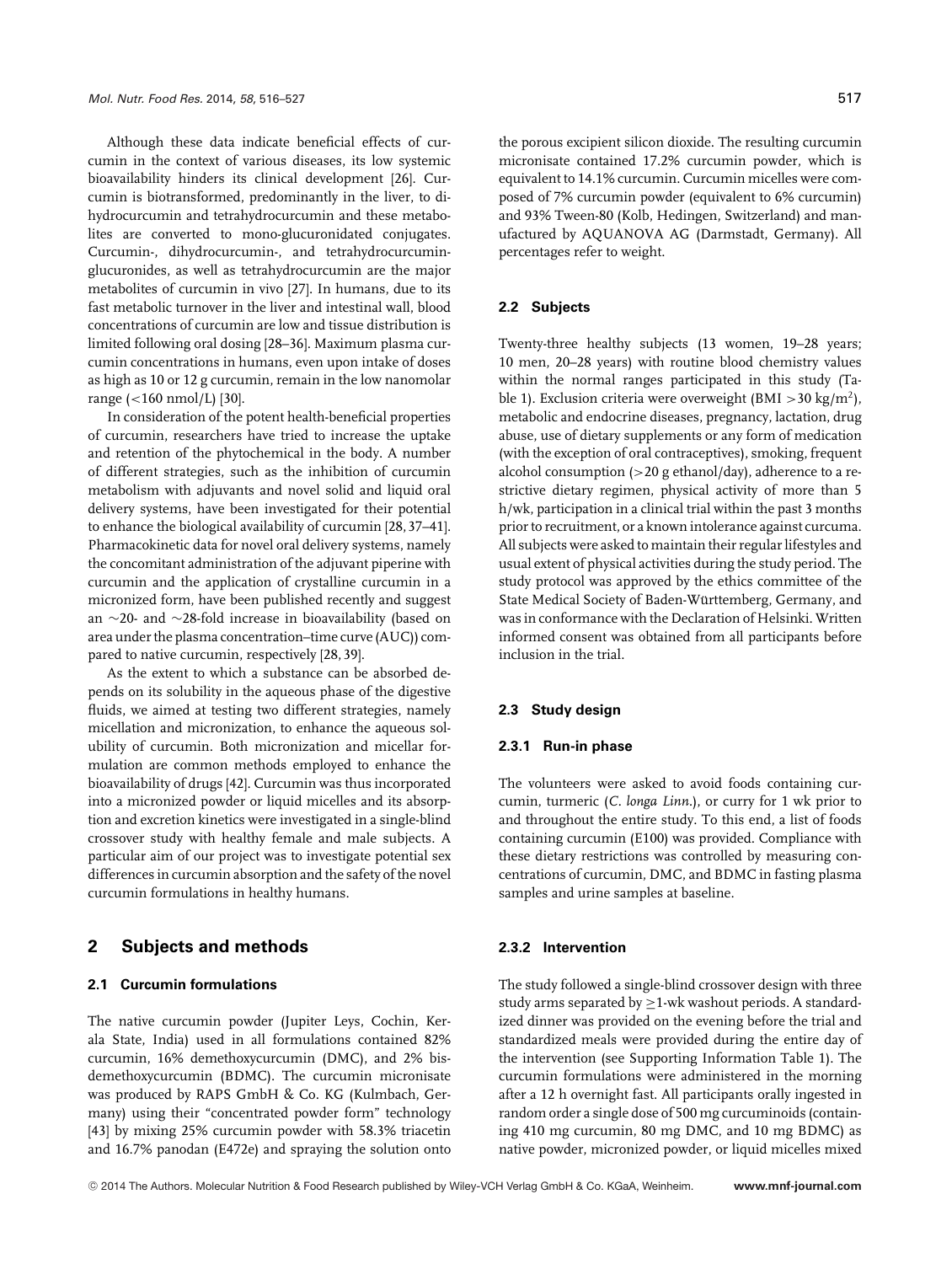Although these data indicate beneficial effects of curcumin in the context of various diseases, its low systemic bioavailability hinders its clinical development [26]. Curcumin is biotransformed, predominantly in the liver, to dihydrocurcumin and tetrahydrocurcumin and these metabolites are converted to mono-glucuronidated conjugates. Curcumin-, dihydrocurcumin-, and tetrahydrocurcumin-glucuronides, as well as tetrahydrocurcumin are the major metabolites of curcumin in vivo [27]. In humans, due to its fast metabolic turnover in the liver and intestinal wall, blood concentrations of curcumin are low and tissue distribution is limited following oral dosing [28–36]. Maximum plasma curcumin concentrations in humans, even upon intake of doses as high as 10 or 12 g curcumin, remain in the low nanomolar range (<160 nmol/L) [30].

In consideration of the potent health-beneficial properties of curcumin, researchers have tried to increase the uptake and retention of the phytochemical in the body. A number of different strategies, such as the inhibition of curcumin metabolism with adjuvants and novel solid and liquid oral delivery systems, have been investigated for their potential to enhance the biological availability of curcumin [28, 37–41]. Pharmacokinetic data for novel oral delivery systems, namely the concomitant administration of the adjuvant piperine with curcumin and the application of crystalline curcumin in a micronized form, have been published recently and suggest an ~20- and ~28-fold increase in bioavailability (based on area under the plasma concentration–time curve (AUC)) compared to native curcumin, respectively [28, 39].

As the extent to which a substance can be absorbed depends on its solubility in the aqueous phase of the digestive fluids, we aimed at testing two different strategies, namely micellation and micronization, to enhance the aqueous solubility of curcumin. Both micronization and micellar formulation are common methods employed to enhance the bioavailability of drugs [42]. Curcumin was thus incorporated into a micronized powder or liquid micelles and its absorption and excretion kinetics were investigated in a single-blind crossover study with healthy female and male subjects. A particular aim of our project was to investigate potential sex differences in curcumin absorption and the safety of the novel curcumin formulations in healthy humans.

## 2 Subjects and methods

### 2.1 Curcumin formulations

The native curcumin powder (Jupiter Leys, Cochin, Kerala State, India) used in all formulations contained 82% curcumin, 16% demethoxycurcumin (DMC), and 2% bisdemethoxycurcumin (BDMC). The curcumin micronisate was produced by RAPS GmbH & Co. KG (Kulmbach, Germany) using their "concentrated powder form" technology [43] by mixing 25% curcumin powder with 58.3% triacetin and 16.7% panodan (E472e) and spraying the solution onto the porous excipient silicon dioxide. The resulting curcumin micronisate contained 17.2% curcumin powder, which is equivalent to 14.1% curcumin. Curcumin micelles were composed of 7% curcumin powder (equivalent to 6% curcumin) and 93% Tween-80 (Kolb, Hedingen, Switzerland) and manufactured by AQUANOVA AG (Darmstadt, Germany). All percentages refer to weight.

### 2.2 Subjects

Twenty-three healthy subjects (13 women, 19–28 years; 10 men, 20–28 years) with routine blood chemistry values within the normal ranges participated in this study (Table 1). Exclusion criteria were overweight (BMI >30 kg/m$^2$), metabolic and endocrine diseases, pregnancy, lactation, drug abuse, use of dietary supplements or any form of medication (with the exception of oral contraceptives), smoking, frequent alcohol consumption (>20 g ethanol/day), adherence to a restrictive dietary regimen, physical activity of more than 5 h/wk, participation in a clinical trial within the past 3 months prior to recruitment, or a known intolerance against curcuma. All subjects were asked to maintain their regular lifestyles and usual extent of physical activities during the study period. The study protocol was approved by the ethics committee of the State Medical Society of Baden-Württemberg, Germany, and was in conformance with the Declaration of Helsinki. Written informed consent was obtained from all participants before inclusion in the trial.

### 2.3 Study design

#### 2.3.1 Run-in phase

The volunteers were asked to avoid foods containing curcumin, turmeric (*C. longa Linn.*), or curry for 1 wk prior to and throughout the entire study. To this end, a list of foods containing curcumin (E100) was provided. Compliance with these dietary restrictions was controlled by measuring concentrations of curcumin, DMC, and BDMC in fasting plasma samples and urine samples at baseline.

#### 2.3.2 Intervention

The study followed a single-blind crossover design with three study arms separated by ≥1-wk washout periods. A standardized dinner was provided on the evening before the trial and standardized meals were provided during the entire day of the intervention (see Supporting Information Table 1). The curcumin formulations were administered in the morning after a 12 h overnight fast. All participants orally ingested in random order a single dose of 500 mg curcuminoids (containing 410 mg curcumin, 80 mg DMC, and 10 mg BDMC) as native powder, micronized powder, or liquid micelles mixed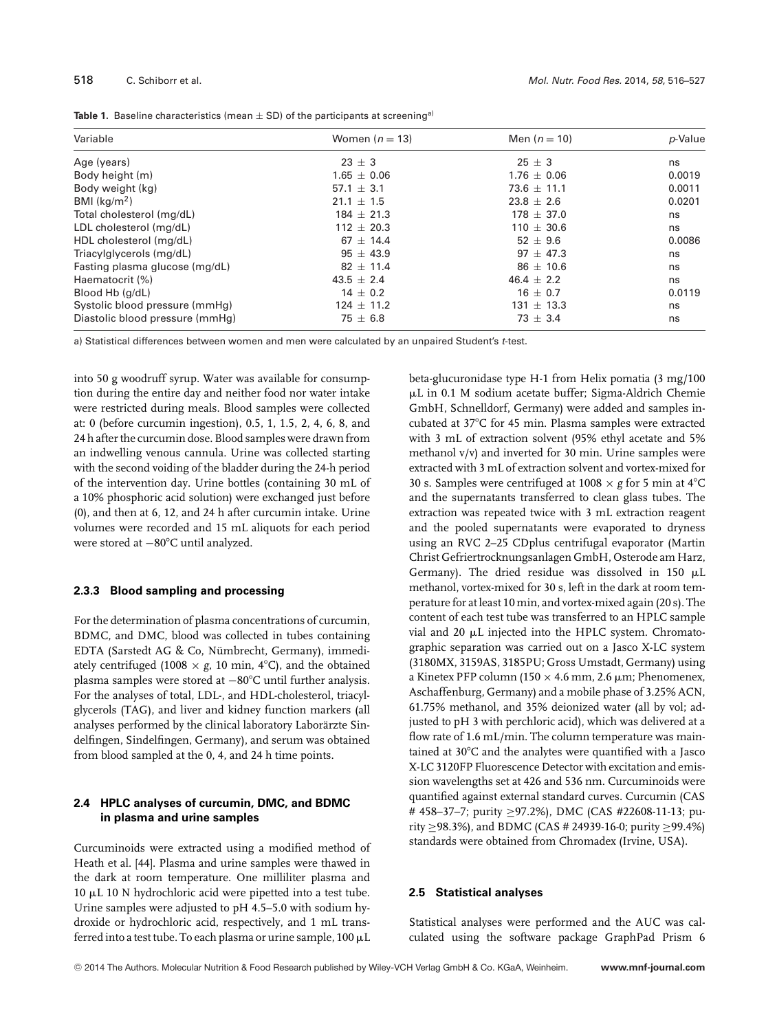**Table 1.** Baseline characteristics (mean ± SD) of the participants at screening[a)]

| Variable | Women ($n = 13$) | Men ($n = 10$) | $p$-Value |
|---|---|---|---|
| Age (years) | 23 ± 3 | 25 ± 3 | ns |
| Body height (m) | 1.65 ± 0.06 | 1.76 ± 0.06 | 0.0019 |
| Body weight (kg) | 57.1 ± 3.1 | 73.6 ± 11.1 | 0.0011 |
| BMI (kg/m$^2$) | 21.1 ± 1.5 | 23.8 ± 2.6 | 0.0201 |
| Total cholesterol (mg/dL) | 184 ± 21.3 | 178 ± 37.0 | ns |
| LDL cholesterol (mg/dL) | 112 ± 20.3 | 110 ± 30.6 | ns |
| HDL cholesterol (mg/dL) | 67 ± 14.4 | 52 ± 9.6 | 0.0086 |
| Triacylglycerols (mg/dL) | 95 ± 43.9 | 97 ± 47.3 | ns |
| Fasting plasma glucose (mg/dL) | 82 ± 11.4 | 86 ± 10.6 | ns |
| Haematocrit (%) | 43.5 ± 2.4 | 46.4 ± 2.2 | ns |
| Blood Hb (g/dL) | 14 ± 0.2 | 16 ± 0.7 | 0.0119 |
| Systolic blood pressure (mmHg) | 124 ± 11.2 | 131 ± 13.3 | ns |
| Diastolic blood pressure (mmHg) | 75 ± 6.8 | 73 ± 3.4 | ns |

a) Statistical differences between women and men were calculated by an unpaired Student's *t*-test.

into 50 g woodruff syrup. Water was available for consumption during the entire day and neither food nor water intake were restricted during meals. Blood samples were collected at: 0 (before curcumin ingestion), 0.5, 1, 1.5, 2, 4, 6, 8, and 24 h after the curcumin dose. Blood samples were drawn from an indwelling venous cannula. Urine was collected starting with the second voiding of the bladder during the 24-h period of the intervention day. Urine bottles (containing 30 mL of a 10% phosphoric acid solution) were exchanged just before (0), and then at 6, 12, and 24 h after curcumin intake. Urine volumes were recorded and 15 mL aliquots for each period were stored at −80°C until analyzed.

### 2.3.3 Blood sampling and processing

For the determination of plasma concentrations of curcumin, BDMC, and DMC, blood was collected in tubes containing EDTA (Sarstedt AG & Co, Nümbrecht, Germany), immediately centrifuged (1008 × *g*, 10 min, 4°C), and the obtained plasma samples were stored at −80°C until further analysis. For the analyses of total, LDL-, and HDL-cholesterol, triacylglycerols (TAG), and liver and kidney function markers (all analyses performed by the clinical laboratory Laborärzte Sindelfingen, Sindelfingen, Germany), and serum was obtained from blood sampled at the 0, 4, and 24 h time points.

## 2.4 HPLC analyses of curcumin, DMC, and BDMC in plasma and urine samples

Curcuminoids were extracted using a modified method of Heath et al. [44]. Plasma and urine samples were thawed in the dark at room temperature. One milliliter plasma and 10 μL 10 N hydrochloric acid were pipetted into a test tube. Urine samples were adjusted to pH 4.5–5.0 with sodium hydroxide or hydrochloric acid, respectively, and 1 mL transferred into a test tube. To each plasma or urine sample, 100 μL beta-glucuronidase type H-1 from Helix pomatia (3 mg/100 μL in 0.1 M sodium acetate buffer; Sigma-Aldrich Chemie GmbH, Schnelldorf, Germany) were added and samples incubated at 37°C for 45 min. Plasma samples were extracted with 3 mL of extraction solvent (95% ethyl acetate and 5% methanol v/v) and inverted for 30 min. Urine samples were extracted with 3 mL of extraction solvent and vortex-mixed for 30 s. Samples were centrifuged at 1008 × *g* for 5 min at 4°C and the supernatants transferred to clean glass tubes. The extraction was repeated twice with 3 mL extraction reagent and the pooled supernatants were evaporated to dryness using an RVC 2–25 CDplus centrifugal evaporator (Martin Christ Gefriertrocknungsanlagen GmbH, Osterode am Harz, Germany). The dried residue was dissolved in 150 μL methanol, vortex-mixed for 30 s, left in the dark at room temperature for at least 10 min, and vortex-mixed again (20 s). The content of each test tube was transferred to an HPLC sample vial and 20 μL injected into the HPLC system. Chromatographic separation was carried out on a Jasco X-LC system (3180MX, 3159AS, 3185PU; Gross Umstadt, Germany) using a Kinetex PFP column (150 × 4.6 mm, 2.6 μm; Phenomenex, Aschaffenburg, Germany) and a mobile phase of 3.25% ACN, 61.75% methanol, and 35% deionized water (all by vol; adjusted to pH 3 with perchloric acid), which was delivered at a flow rate of 1.6 mL/min. The column temperature was maintained at 30°C and the analytes were quantified with a Jasco X-LC 3120FP Fluorescence Detector with excitation and emission wavelengths set at 426 and 536 nm. Curcuminoids were quantified against external standard curves. Curcumin (CAS # 458–37–7; purity ≥97.2%), DMC (CAS #22608-11-13; purity ≥98.3%), and BDMC (CAS # 24939-16-0; purity ≥99.4%) standards were obtained from Chromadex (Irvine, USA).

## 2.5 Statistical analyses

Statistical analyses were performed and the AUC was calculated using the software package GraphPad Prism 6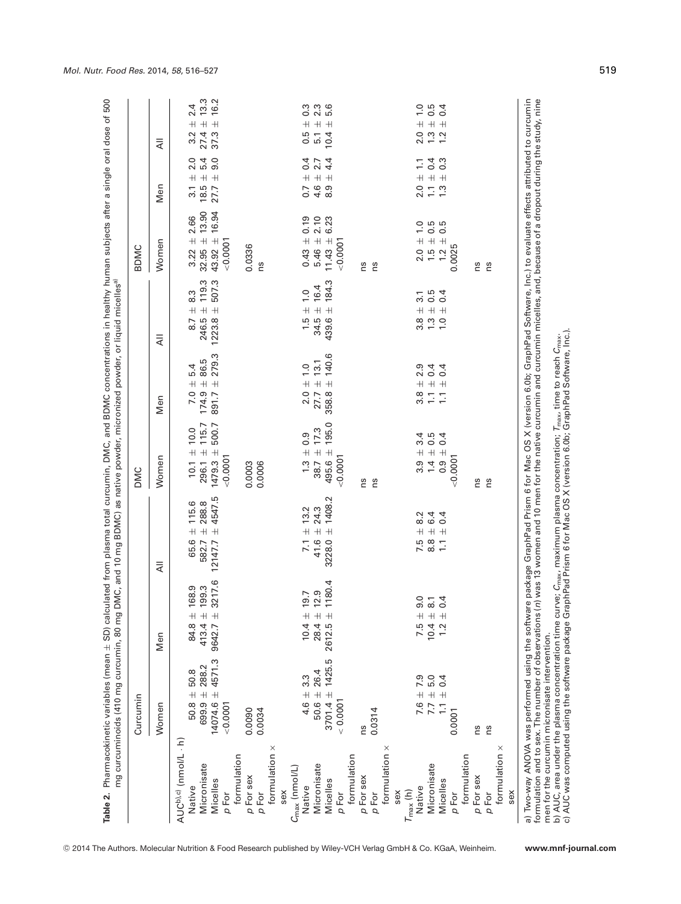**Table 2.** Pharmacokinetic variables (mean ± SD) calculated from plasma total curcumin, DMC, and BDMC concentrations in healthy human subjects after a single oral dose of 500 mg curcuminoids (410 mg curcumin, 80 mg DMC, and 10 mg BDMC) as native powder, micronized powder, or liquid micelles[a)]

| | Curcumin | | | DMC | | | BDMC | | |
|---|---|---|---|---|---|---|---|---|---|
| | Women | Men | All | Women | Men | All | Women | Men | All |
| AUC[b),c)] (nmol/L · h) | | | | | | | | | |
| Native | 50.8 ± 50.8 | 84.8 ± 168.9 | 65.6 ± 115.6 | 10.1 ± 10.0 | 7.0 ± 5.4 | 8.7 ± 8.3 | 3.22 ± 2.66 | 3.1 ± 2.0 | 3.2 ± 2.4 |
| Micronisate | 699.9 ± 288.2 | 413.4 ± 199.3 | 582.7 ± 288.8 | 296.1 ± 115.7 | 174.9 ± 86.5 | 246.5 ± 119.3 | 32.95 ± 13.90 | 18.5 ± 5.4 | 27.4 ± 13.3 |
| Micelles | 14074.6 ± 4571.3 | 9642.7 ± 3217.6 | 12147.7 ± 4547.5 | 1479.3 ± 500.7 | 891.7 ± 279.3 | 1223.8 ± 507.3 | 43.92 ± 16.94 | 27.7 ± 9.0 | 37.3 ± 16.2 |
| *p* For formulation | <0.0001 | | | <0.0001 | | | <0.0001 | | |
| *p* For sex | 0.0090 | | | 0.0003 | | | 0.0336 | | |
| *p* For formulation × sex | 0.0034 | | | 0.0006 | | | ns | | |
| $C_{max}$ (nmol/L) | | | | | | | | | |
| Native | 4.6 ± 3.3 | 10.4 ± 19.7 | 7.1 ± 13.2 | 1.3 ± 0.9 | 2.0 ± 1.0 | 1.5 ± 1.0 | 0.43 ± 0.19 | 0.7 ± 0.4 | 0.5 ± 0.3 |
| Micronisate | 50.6 ± 26.4 | 28.4 ± 12.9 | 41.6 ± 24.3 | 38.7 ± 17.3 | 27.7 ± 13.1 | 34.5 ± 16.4 | 5.46 ± 2.10 | 4.6 ± 2.7 | 5.1 ± 2.3 |
| Micelles | 3701.4 ± 1425.5 | 2612.5 ± 1180.4 | 3228.0 ± 1408.2 | 495.6 ± 195.0 | 358.8 ± 140.6 | 439.6 ± 184.3 | 11.43 ± 6.23 | 8.9 ± 4.4 | 10.4 ± 5.6 |
| *p* For formulation | < 0.0001 | | | <0.0001 | | | <0.0001 | | |
| *p* For sex | ns | | | ns | | | ns | | |
| *p* For formulation × sex | 0.0314 | | | ns | | | ns | | |
| $T_{max}$ (h) | | | | | | | | | |
| Native | 7.6 ± 7.9 | 7.5 ± 9.0 | 7.5 ± 8.2 | 3.9 ± 3.4 | 3.8 ± 2.9 | 3.8 ± 3.1 | 2.0 ± 1.0 | 2.0 ± 1.1 | 2.0 ± 1.0 |
| Micronisate | 7.7 ± 5.0 | 10.4 ± 8.1 | 8.8 ± 6.4 | 1.4 ± 0.5 | 1.1 ± 0.4 | 1.3 ± 0.5 | 1.5 ± 0.5 | 1.1 ± 0.4 | 1.3 ± 0.5 |
| Micelles | 1.1 ± 0.4 | 1.2 ± 0.4 | 1.1 ± 0.4 | 0.9 ± 0.4 | 1.1 ± 0.4 | 1.0 ± 0.4 | 1.2 ± 0.5 | 1.3 ± 0.3 | 1.2 ± 0.4 |
| *p* For formulation | 0.0001 | | | <0.0001 | | | 0.0025 | | |
| *p* For sex | ns | | | ns | | | ns | | |
| *p* For formulation × sex | ns | | | ns | | | ns | | |

a) Two-way ANOVA was performed using the software package GraphPad Prism 6 for Mac OS X (version 6.0b; GraphPad Software, Inc.) to evaluate effects attributed to curcumin formulation and to sex. The number of observations (*n*) was 13 women and 10 men for the native curcumin and curcumin micelles, and, because of a dropout during the study, nine men for the curcumin micronisate intervention.

b) AUC, area under the plasma concentration time curve; $C_{max}$, maximum plasma concentration; $T_{max}$, time to reach $C_{max}$.

c) AUC was computed using the software package GraphPad Prism 6 for Mac OS X (version 6.0b; GraphPad Software, Inc.).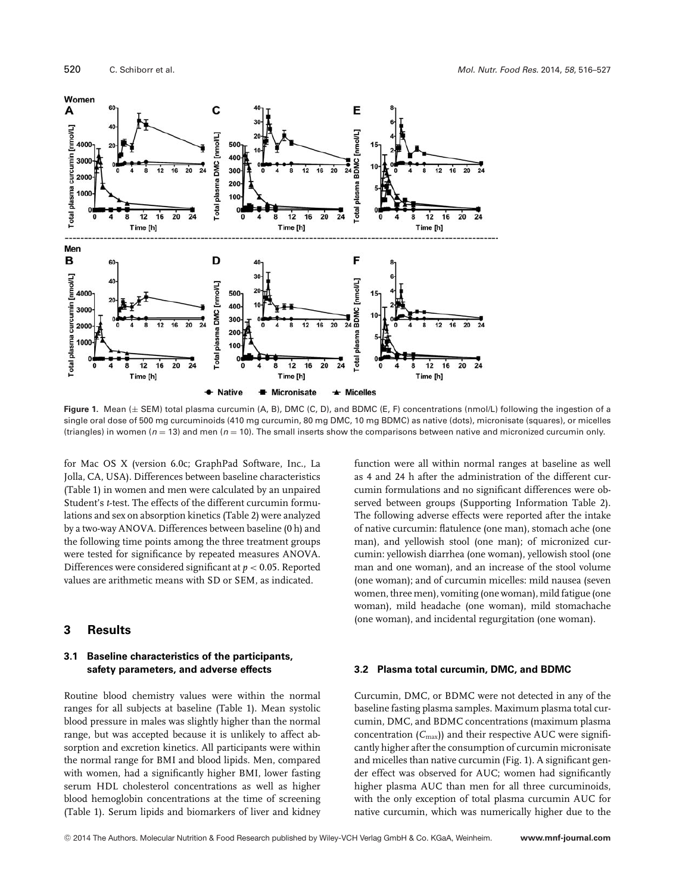**Figure 1.** Mean (± SEM) total plasma curcumin (A, B), DMC (C, D), and BDMC (E, F) concentrations (nmol/L) following the ingestion of a single oral dose of 500 mg curcuminoids (410 mg curcumin, 80 mg DMC, 10 mg BDMC) as native (dots), micronisate (squares), or micelles (triangles) in women ($n = 13$) and men ($n = 10$). The small inserts show the comparisons between native and micronized curcumin only.

for Mac OS X (version 6.0c; GraphPad Software, Inc., La Jolla, CA, USA). Differences between baseline characteristics (Table 1) in women and men were calculated by an unpaired Student's *t*-test. The effects of the different curcumin formulations and sex on absorption kinetics (Table 2) were analyzed by a two-way ANOVA. Differences between baseline (0 h) and the following time points among the three treatment groups were tested for significance by repeated measures ANOVA. Differences were considered significant at $p < 0.05$. Reported values are arithmetic means with SD or SEM, as indicated.

## 3 Results

### 3.1 Baseline characteristics of the participants, safety parameters, and adverse effects

Routine blood chemistry values were within the normal ranges for all subjects at baseline (Table 1). Mean systolic blood pressure in males was slightly higher than the normal range, but was accepted because it is unlikely to affect absorption and excretion kinetics. All participants were within the normal range for BMI and blood lipids. Men, compared with women, had a significantly higher BMI, lower fasting serum HDL cholesterol concentrations as well as higher blood hemoglobin concentrations at the time of screening (Table 1). Serum lipids and biomarkers of liver and kidney function were all within normal ranges at baseline as well as 4 and 24 h after the administration of the different curcumin formulations and no significant differences were observed between groups (Supporting Information Table 2). The following adverse effects were reported after the intake of native curcumin: flatulence (one man), stomach ache (one man), and yellowish stool (one man); of micronized curcumin: yellowish diarrhea (one woman), yellowish stool (one man and one woman), and an increase of the stool volume (one woman); and of curcumin micelles: mild nausea (seven women, three men), vomiting (one woman), mild fatigue (one woman), mild headache (one woman), mild stomachache (one woman), and incidental regurgitation (one woman).

### 3.2 Plasma total curcumin, DMC, and BDMC

Curcumin, DMC, or BDMC were not detected in any of the baseline fasting plasma samples. Maximum plasma total curcumin, DMC, and BDMC concentrations (maximum plasma concentration ($C_{max}$)) and their respective AUC were significantly higher after the consumption of curcumin micronisate and micelles than native curcumin (Fig. 1). A significant gender effect was observed for AUC; women had significantly higher plasma AUC than men for all three curcuminoids, with the only exception of total plasma curcumin AUC for native curcumin, which was numerically higher due to the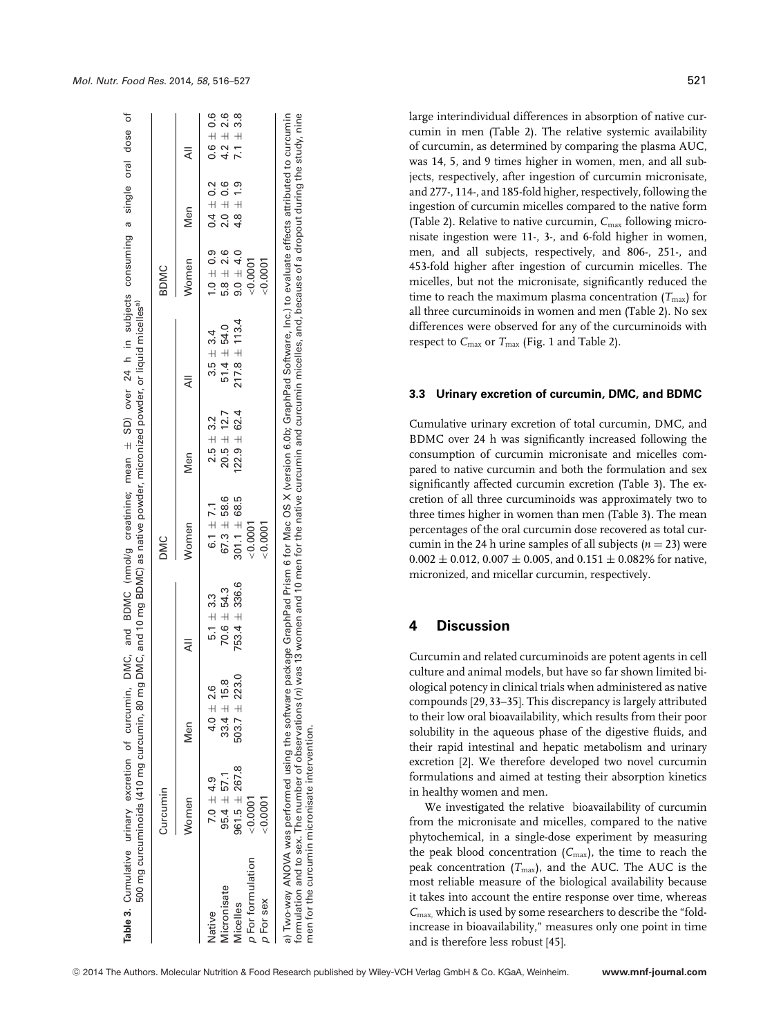**Table 3.** Cumulative urinary excretion of curcumin, DMC, and BDMC (nmol/g creatinine; mean ± SD) over 24 h in subjects consuming a single oral dose of 500 mg curcuminoids (410 mg curcumin, 80 mg DMC, and 10 mg BDMC) as native powder, micronized powder, or liquid micelles[a)]

| | Curcumin | | | DMC | | | BDMC | | |
|---|---|---|---|---|---|---|---|---|---|
| | Women | Men | All | Women | Men | All | Women | Men | All |
| Native | 7.0 ± 4.9 | 4.0 ± 2.6 | 5.1 ± 3.3 | 6.1 ± 7.1 | 2.5 ± 3.2 | 3.5 ± 3.4 | 1.0 ± 0.9 | 0.4 ± 0.2 | 0.6 ± 0.6 |
| Micronisate | 95.4 ± 57.1 | 33.4 ± 15.8 | 70.6 ± 54.3 | 67.3 ± 58.6 | 20.5 ± 12.7 | 51.4 ± 54.0 | 5.8 ± 2.6 | 2.0 ± 0.6 | 4.2 ± 2.6 |
| Micelles | 961.5 ± 267.8 | 503.7 ± 223.0 | 753.4 ± 336.6 | 301.1 ± 68.5 | 122.9 ± 62.4 | 217.8 ± 113.4 | 9.0 ± 4.0 | 4.8 ± 1.9 | 7.1 ± 3.8 |
| *p* For formulation | <0.0001 | | | <0.0001 | | | <0.0001 | | |
| *p* For sex | <0.0001 | | | <0.0001 | | | <0.0001 | | |

a) Two-way ANOVA was performed using the software package GraphPad Prism 6 for Mac OS X (version 6.0b; GraphPad Software, Inc.) to evaluate effects attributed to curcumin formulation and to sex. The number of observations (*n*) was 13 women and 10 men for the native curcumin and curcumin micelles, and, because of a dropout during the study, nine men for the curcumin micronisate intervention.

large interindividual differences in absorption of native curcumin in men (Table 2). The relative systemic availability of curcumin, as determined by comparing the plasma AUC, was 14, 5, and 9 times higher in women, men, and all subjects, respectively, after ingestion of curcumin micronisate, and 277-, 114-, and 185-fold higher, respectively, following the ingestion of curcumin micelles compared to the native form (Table 2). Relative to native curcumin, $C_{max}$ following micronisate ingestion were 11-, 3-, and 6-fold higher in women, men, and all subjects, respectively, and 806-, 251-, and 453-fold higher after ingestion of curcumin micelles. The micelles, but not the micronisate, significantly reduced the time to reach the maximum plasma concentration ($T_{max}$) for all three curcuminoids in women and men (Table 2). No sex differences were observed for any of the curcuminoids with respect to $C_{max}$ or $T_{max}$ (Fig. 1 and Table 2).

### 3.3 Urinary excretion of curcumin, DMC, and BDMC

Cumulative urinary excretion of total curcumin, DMC, and BDMC over 24 h was significantly increased following the consumption of curcumin micronisate and micelles compared to native curcumin and both the formulation and sex significantly affected curcumin excretion (Table 3). The excretion of all three curcuminoids was approximately two to three times higher in women than men (Table 3). The mean percentages of the oral curcumin dose recovered as total curcumin in the 24 h urine samples of all subjects ($n = 23$) were 0.002 ± 0.012, 0.007 ± 0.005, and 0.151 ± 0.082% for native, micronized, and micellar curcumin, respectively.

## 4 Discussion

Curcumin and related curcuminoids are potent agents in cell culture and animal models, but have so far shown limited biological potency in clinical trials when administered as native compounds [29, 33–35]. This discrepancy is largely attributed to their low oral bioavailability, which results from their poor solubility in the aqueous phase of the digestive fluids, and their rapid intestinal and hepatic metabolism and urinary excretion [2]. We therefore developed two novel curcumin formulations and aimed at testing their absorption kinetics in healthy women and men.

We investigated the relative bioavailability of curcumin from the micronisate and micelles, compared to the native phytochemical, in a single-dose experiment by measuring the peak blood concentration ($C_{max}$), the time to reach the peak concentration ($T_{max}$), and the AUC. The AUC is the most reliable measure of the biological availability because it takes into account the entire response over time, whereas $C_{max}$, which is used by some researchers to describe the "fold-increase in bioavailability," measures only one point in time and is therefore less robust [45].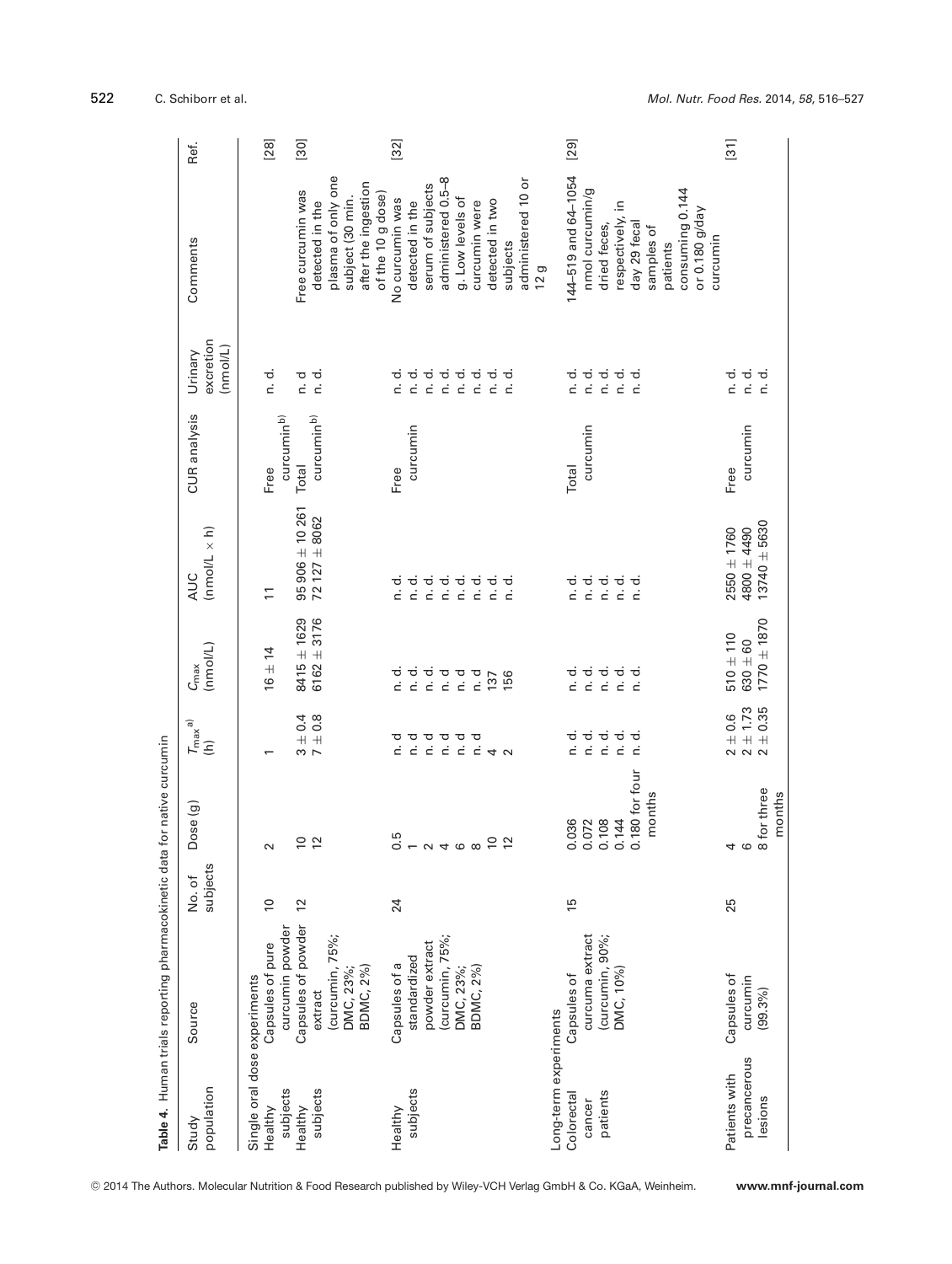**Table 4.** Human trials reporting pharmacokinetic data for native curcumin

| Study population | Source | No. of subjects | Dose (g) | $T_{max}$[a] (h) | $C_{max}$ (nmol/L) | AUC (nmol/L × h) | CUR analysis | Urinary excretion (nmol/L) | Comments | Ref. |
|---|---|---|---|---|---|---|---|---|---|---|
| Single oral dose experiments | | | | | | | | | | |
| Healthy subjects | Capsules of pure curcumin powder | 10 | 2 | 1 | 16 ± 14 | 11 | Free curcumin[b] | n. d. | | [28] |
| Healthy subjects | Capsules of powder extract (curcumin, 75%; DMC, 23%; BDMC, 2%) | 12 | 10 | 3 ± 0.4 | 8415 ± 1629 | 95 906 ± 10 261 | Total curcumin[b] | n. d | Free curcumin was detected in the plasma of only one subject (30 min. after the ingestion of the 10 g dose) | [30] |
| | | | 12 | 7 ± 0.8 | 6162 ± 3176 | 72 127 ± 8062 | | n. d. | | |
| Healthy subjects | Capsules of a standardized powder extract (curcumin, 75%; DMC, 23%; BDMC, 2%) | 24 | 0.5 | n. d | n. d. | n. d. | Free curcumin | n. d. | No curcumin was detected in the serum of subjects administered 0.5–8 g. Low levels of curcumin were detected in two subjects administered 10 or 12 g | [32] |
| | | | 1 | n. d | n. d. | n. d. | | n. d. | | |
| | | | 2 | n. d | n. d. | n. d. | | n. d. | | |
| | | | 4 | n. d | n. d | n. d. | | n. d. | | |
| | | | 6 | n. d | n. d | n. d. | | n. d. | | |
| | | | 8 | n. d | n. d | n. d. | | n. d. | | |
| | | | 10 | 4 | 137 | n. d. | | n. d. | | |
| | | | 12 | 2 | 156 | n. d. | | n. d. | | |
| Long-term experiments | | | | | | | | | | |
| Colorectal cancer patients | Capsules of curcuma extract (curcumin, 90%; DMC, 10%) | 15 | 0.036 | n. d. | n. d. | n. d. | Total curcumin | n. d. | 144–519 and 64–1054 nmol curcumin/g dried feces, respectively, in day 29 fecal samples of patients consuming 0.144 or 0.180 g/day curcumin | [29] |
| | | | 0.072 | n. d. | n. d. | n. d. | | n. d. | | |
| | | | 0.108 | n. d. | n. d. | n. d. | | n. d. | | |
| | | | 0.144 | n. d. | n. d. | n. d. | | n. d. | | |
| | | | 0.180 for four months | n. d. | n. d. | n. d. | | n. d. | | |
| Patients with precancerous lesions | Capsules of curcumin (99.3%) | 25 | 4 | 2 ± 0.6 | 510 ± 110 | 2550 ± 1760 | Free curcumin | n. d. | | [31] |
| | | | 6 | 2 ± 1.73 | 630 ± 60 | 4800 ± 4490 | | n. d. | | |
| | | | 8 for three months | 2 ± 0.35 | 1770 ± 1870 | 13740 ± 5630 | | n. d. | | |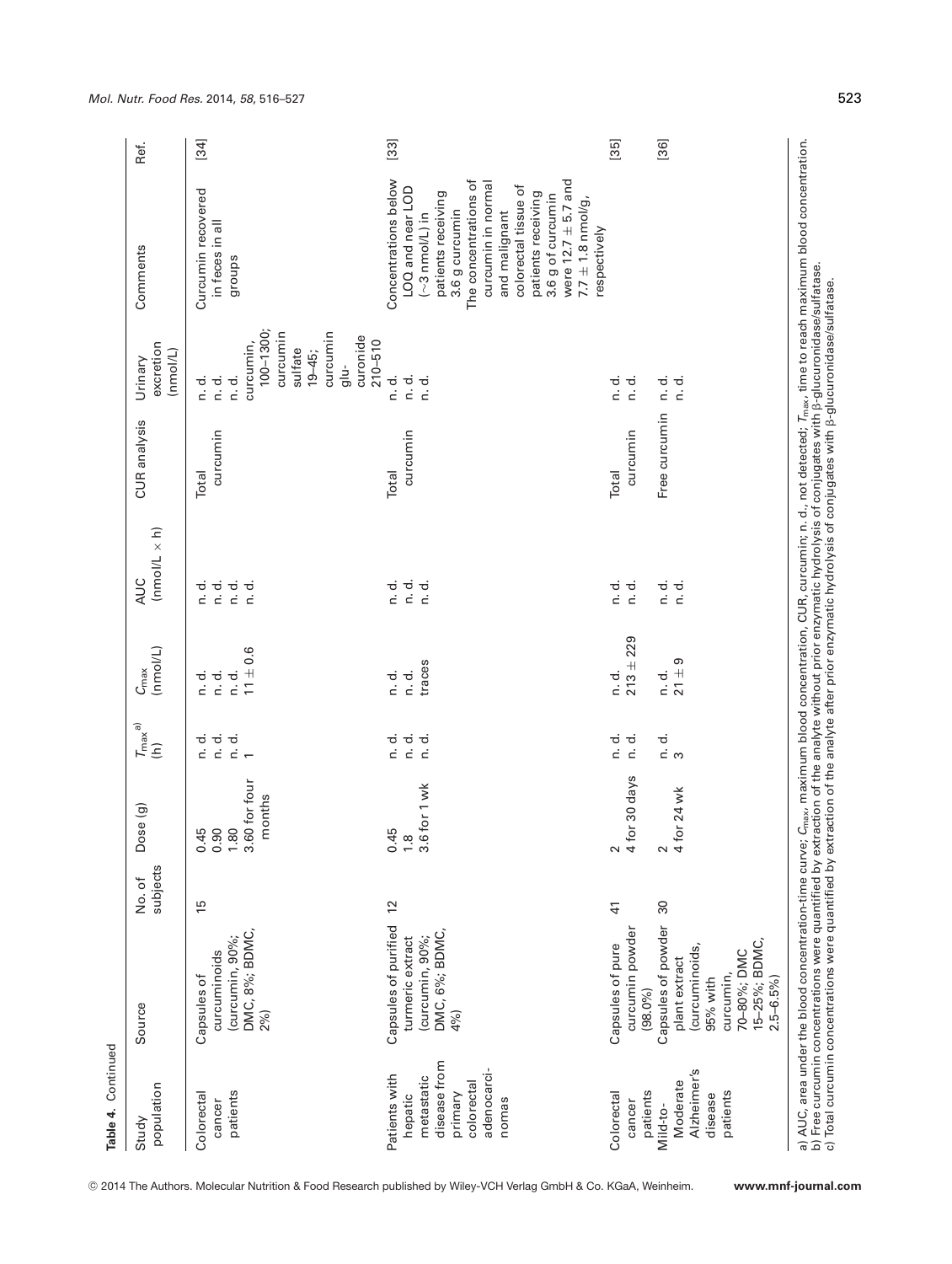**Table 4.** Continued

| Study population | Source | No. of subjects | Dose (g) | $T_{max}$[a)] (h) | $C_{max}$ (nmol/L) | AUC (nmol/L × h) | CUR analysis | Urinary excretion (nmol/L) | Comments | Ref. |
|---|---|---|---|---|---|---|---|---|---|---|
| Colorectal cancer patients | Capsules of curcuminoids (curcumin, 90%; DMC, 8%; BDMC, 2%) | 15 | 0.45 | n. d. | n. d. | n. d. | Total curcumin | n. d. | Curcumin recovered in feces in all groups | [34] |
| | | | 0.90 | n. d. | n. d. | n. d. | | n. d. | | |
| | | | 1.80 | n. d. | n. d. | n. d. | | n. d. | | |
| | | | 3.60 for four months | 1 | 11 ± 0.6 | n. d. | | curcumin, 100–1300; curcumin sulfate 19–45; curcumin glu-curonide 210–510 | | |
| Patients with hepatic metastatic disease from primary colorectal adenocarcinomas | Capsules of purified turmeric extract (curcumin, 90%; DMC, 6%; BDMC, 4%) | 12 | 0.45 | n. d. | n. d. | n. d. | Total curcumin | n. d. | Concentrations below LOQ and near LOD (~3 nmol/L) in patients receiving 3.6 g curcumin. The concentrations of curcumin in normal and malignant colorectal tissue of patients receiving 3.6 g of curcumin were 12.7 ± 5.7 and 7.7 ± 1.8 nmol/g, respectively | [33] |
| | | | 1.8 | n. d. | n. d. | n. d. | | n. d. | | |
| | | | 3.6 for 1 wk | n. d. | traces | n. d. | | n. d. | | |
| Colorectal cancer patients | Capsules of pure curcumin powder (98.0%) | 41 | 2 | n. d. | n. d. | n. d. | Total curcumin | n. d. | | [35] |
| | | | 4 for 30 days | n. d. | 213 ± 229 | n. d. | | n. d. | | |
| Mild-to-Moderate Alzheimer's disease patients | Capsules of powder plant extract (curcuminoids, 95% with curcumin, 70–80%; DMC 15–25%; BDMC, 2.5–6.5%) | 30 | 2 | n. d. | n. d. | n. d. | Free curcumin | n. d. | | [36] |
| | | | 4 for 24 wk | 3 | 21 ± 9 | n. d. | | n. d. | | |

a) AUC, area under the blood concentration-time curve; $C_{max}$, maximum blood concentration, CUR, curcumin; n. d., not detected; $T_{max}$, time to reach maximum blood concentration.
b) Free curcumin concentrations were quantified by extraction of the analyte without prior enzymatic hydrolysis of conjugates with β-glucuronidase/sulfatase.
c) Total curcumin concentrations were quantified by extraction of the analyte after prior enzymatic hydrolysis of conjugates with β-glucuronidase/sulfatase.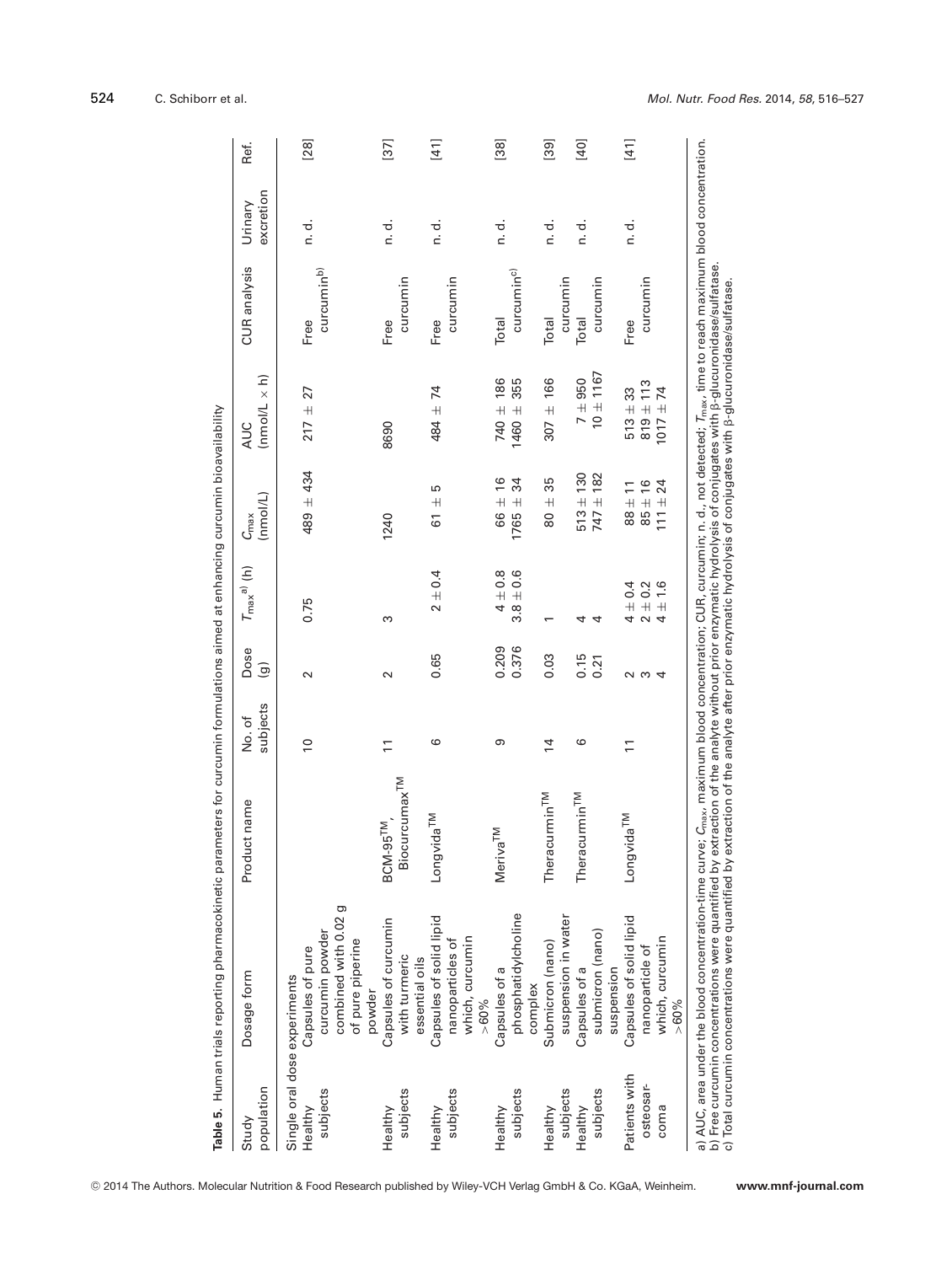**Table 5.** Human trials reporting pharmacokinetic parameters for curcumin formulations aimed at enhancing curcumin bioavailability

| Study population | Dosage form | Product name | No. of subjects | Dose (g) | $T_{max}$[a)] (h) | $C_{max}$ (nmol/L) | AUC (nmol/L × h) | CUR analysis | Urinary excretion | Ref. |
|---|---|---|---|---|---|---|---|---|---|---|
| Single oral dose experiments | | | | | | | | | | |
| Healthy subjects | Capsules of pure curcumin powder combined with 0.02 g of pure piperine powder | | 10 | 2 | 0.75 | 489 ± 434 | 217 ± 27 | Free curcumin[b)] | n. d. | [28] |
| Healthy subjects | Capsules of curcumin with turmeric essential oils | BCM-95™, Biocurcumax™ | 11 | 2 | 3 | 1240 | 8690 | Free curcumin | n. d. | [37] |
| Healthy subjects | Capsules of solid lipid nanoparticles of which, curcumin >60% | Longvida™ | 6 | 0.65 | 2 ± 0.4 | 61 ± 5 | 484 ± 74 | Free curcumin | n. d. | [41] |
| Healthy subjects | Capsules of a phosphatidylcholine complex | Meriva™ | 9 | 0.209<br>0.376 | 4 ± 0.8<br>3.8 ± 0.6 | 66 ± 16<br>1765 ± 34 | 740 ± 186<br>1460 ± 355 | Total curcumin[c)] | n. d. | [38] |
| Healthy subjects | Submicron (nano) suspension in water | Theracurmin™ | 14 | 0.03 | 1 | 80 ± 35 | 307 ± 166 | Total curcumin | n. d. | [39] |
| Healthy subjects | Capsules of a submicron (nano) suspension | Theracurmin™ | 6 | 0.15<br>0.21 | 4<br>4 | 513 ± 130<br>747 ± 182 | 7 ± 950<br>10 ± 1167 | Total curcumin | n. d. | [40] |
| Patients with osteosarcoma | Capsules of solid lipid nanoparticle of which, curcumin >60% | Longvida™ | 11 | 2<br>3<br>4 | 4 ± 0.4<br>2 ± 0.2<br>4 ± 1.6 | 88 ± 11<br>85 ± 16<br>111 ± 24 | 513 ± 33<br>819 ± 113<br>1017 ± 74 | Free curcumin | n. d. | [41] |

a) AUC, area under the blood concentration-time curve; $C_{max}$, maximum blood concentration; CUR, curcumin; n. d., not detected; $T_{max}$, time to reach maximum blood concentration.
b) Free curcumin concentrations were quantified by extraction of the analyte without prior enzymatic hydrolysis of conjugates with β-glucuronidase/sulfatase.
c) Total curcumin concentrations were quantified by extraction of the analyte after prior enzymatic hydrolysis of conjugates with β-glucuronidase/sulfatase.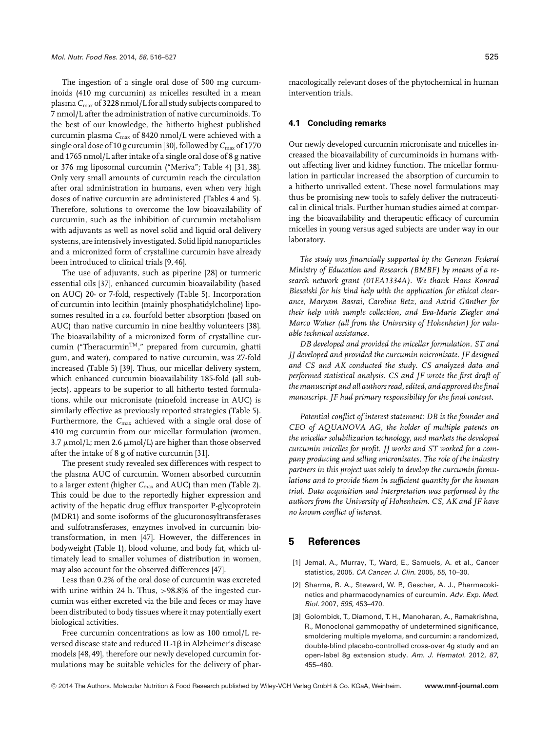The ingestion of a single oral dose of 500 mg curcuminoids (410 mg curcumin) as micelles resulted in a mean plasma $C_{max}$ of 3228 nmol/L for all study subjects compared to 7 nmol/L after the administration of native curcuminoids. To the best of our knowledge, the hitherto highest published curcumin plasma $C_{max}$ of 8420 nmol/L were achieved with a single oral dose of 10 g curcumin [30], followed by $C_{max}$ of 1770 and 1765 nmol/L after intake of a single oral dose of 8 g native or 376 mg liposomal curcumin ("Meriva"; Table 4) [31, 38]. Only very small amounts of curcumin reach the circulation after oral administration in humans, even when very high doses of native curcumin are administered (Tables 4 and 5). Therefore, solutions to overcome the low bioavailability of curcumin, such as the inhibition of curcumin metabolism with adjuvants as well as novel solid and liquid oral delivery systems, are intensively investigated. Solid lipid nanoparticles and a micronized form of crystalline curcumin have already been introduced to clinical trials [9, 46].

The use of adjuvants, such as piperine [28] or turmeric essential oils [37], enhanced curcumin bioavailability (based on AUC) 20- or 7-fold, respectively (Table 5). Incorporation of curcumin into lecithin (mainly phosphatidylcholine) liposomes resulted in a *ca.* fourfold better absorption (based on AUC) than native curcumin in nine healthy volunteers [38]. The bioavailability of a micronized form of crystalline curcumin ("Theracurmin™," prepared from curcumin, ghatti gum, and water), compared to native curcumin, was 27-fold increased (Table 5) [39]. Thus, our micellar delivery system, which enhanced curcumin bioavailability 185-fold (all subjects), appears to be superior to all hitherto tested formulations, while our micronisate (ninefold increase in AUC) is similarly effective as previously reported strategies (Table 5). Furthermore, the $C_{max}$ achieved with a single oral dose of 410 mg curcumin from our micellar formulation (women, 3.7 μmol/L; men 2.6 μmol/L) are higher than those observed after the intake of 8 g of native curcumin [31].

The present study revealed sex differences with respect to the plasma AUC of curcumin. Women absorbed curcumin to a larger extent (higher $C_{max}$ and AUC) than men (Table 2). This could be due to the reportedly higher expression and activity of the hepatic drug efflux transporter P-glycoprotein (MDR1) and some isoforms of the glucuronosyltransferases and sulfotransferases, enzymes involved in curcumin biotransformation, in men [47]. However, the differences in bodyweight (Table 1), blood volume, and body fat, which ultimately lead to smaller volumes of distribution in women, may also account for the observed differences [47].

Less than 0.2% of the oral dose of curcumin was excreted with urine within 24 h. Thus, >98.8% of the ingested curcumin was either excreted via the bile and feces or may have been distributed to body tissues where it may potentially exert biological activities.

Free curcumin concentrations as low as 100 nmol/L reversed disease state and reduced IL-1β in Alzheimer's disease models [48, 49], therefore our newly developed curcumin formulations may be suitable vehicles for the delivery of pharmacologically relevant doses of the phytochemical in human intervention trials.

### 4.1 Concluding remarks

Our newly developed curcumin micronisate and micelles increased the bioavailability of curcuminoids in humans without affecting liver and kidney function. The micellar formulation in particular increased the absorption of curcumin to a hitherto unrivalled extent. These novel formulations may thus be promising new tools to safely deliver the nutraceutical in clinical trials. Further human studies aimed at comparing the bioavailability and therapeutic efficacy of curcumin micelles in young versus aged subjects are under way in our laboratory.

*The study was financially supported by the German Federal Ministry of Education and Research (BMBF) by means of a research network grant (01EA1334A). We thank Hans Konrad Biesalski for his kind help with the application for ethical clearance, Maryam Basrai, Caroline Betz, and Astrid Günther for their help with sample collection, and Eva-Marie Ziegler and Marco Walter (all from the University of Hohenheim) for valuable technical assistance.*

*DB developed and provided the micellar formulation. ST and JJ developed and provided the curcumin micronisate. JF designed and CS and AK conducted the study. CS analyzed data and performed statistical analysis. CS and JF wrote the first draft of the manuscript and all authors read, edited, and approved the final manuscript. JF had primary responsibility for the final content.*

*Potential conflict of interest statement: DB is the founder and CEO of AQUANOVA AG, the holder of multiple patents on the micellar solubilization technology, and markets the developed curcumin micelles for profit. JJ works and ST worked for a company producing and selling micronisates. The role of the industry partners in this project was solely to develop the curcumin formulations and to provide them in sufficient quantity for the human trial. Data acquisition and interpretation was performed by the authors from the University of Hohenheim. CS, AK and JF have no known conflict of interest.*

## 5 References

[1] Jemal, A., Murray, T., Ward, E., Samuels, A. et al., Cancer statistics, 2005. *CA Cancer. J. Clin.* 2005, *55*, 10–30.

[2] Sharma, R. A., Steward, W. P., Gescher, A. J., Pharmacokinetics and pharmacodynamics of curcumin. *Adv. Exp. Med. Biol.* 2007, *595*, 453–470.

[3] Golombick, T., Diamond, T. H., Manoharan, A., Ramakrishna, R., Monoclonal gammopathy of undetermined significance, smoldering multiple myeloma, and curcumin: a randomized, double-blind placebo-controlled cross-over 4g study and an open-label 8g extension study. *Am. J. Hematol.* 2012, *87*, 455–460.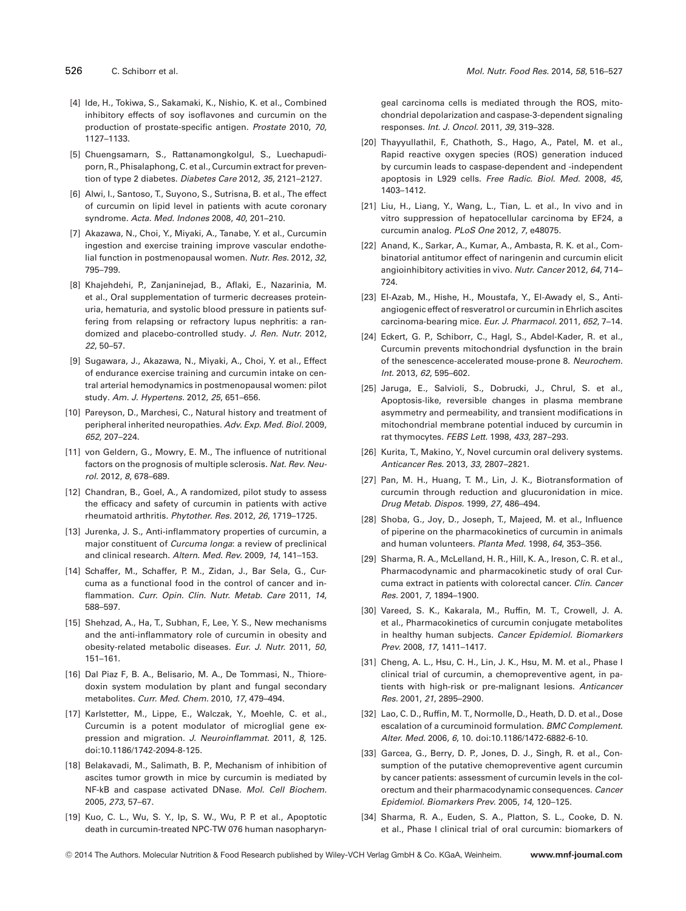[4] Ide, H., Tokiwa, S., Sakamaki, K., Nishio, K. et al., Combined inhibitory effects of soy isoflavones and curcumin on the production of prostate-specific antigen. *Prostate* 2010, *70*, 1127–1133.

[5] Chuengsamarn, S., Rattanamongkolgul, S., Luechapudiporn, R., Phisalaphong, C. et al., Curcumin extract for prevention of type 2 diabetes. *Diabetes Care* 2012, *35*, 2121–2127.

[6] Alwi, I., Santoso, T., Suyono, S., Sutrisna, B. et al., The effect of curcumin on lipid level in patients with acute coronary syndrome. *Acta. Med. Indones* 2008, *40*, 201–210.

[7] Akazawa, N., Choi, Y., Miyaki, A., Tanabe, Y. et al., Curcumin ingestion and exercise training improve vascular endothelial function in postmenopausal women. *Nutr. Res.* 2012, *32*, 795–799.

[8] Khajehdehi, P., Zanjaninejad, B., Aflaki, E., Nazarinia, M. et al., Oral supplementation of turmeric decreases proteinuria, hematuria, and systolic blood pressure in patients suffering from relapsing or refractory lupus nephritis: a randomized and placebo-controlled study. *J. Ren. Nutr.* 2012, *22*, 50–57.

[9] Sugawara, J., Akazawa, N., Miyaki, A., Choi, Y. et al., Effect of endurance exercise training and curcumin intake on central arterial hemodynamics in postmenopausal women: pilot study. *Am. J. Hypertens.* 2012, *25*, 651–656.

[10] Pareyson, D., Marchesi, C., Natural history and treatment of peripheral inherited neuropathies. *Adv. Exp. Med. Biol.* 2009, *652*, 207–224.

[11] von Geldern, G., Mowry, E. M., The influence of nutritional factors on the prognosis of multiple sclerosis. *Nat. Rev. Neurol.* 2012, *8*, 678–689.

[12] Chandran, B., Goel, A., A randomized, pilot study to assess the efficacy and safety of curcumin in patients with active rheumatoid arthritis. *Phytother. Res.* 2012, *26*, 1719–1725.

[13] Jurenka, J. S., Anti-inflammatory properties of curcumin, a major constituent of *Curcuma longa*: a review of preclinical and clinical research. *Altern. Med. Rev.* 2009, *14*, 141–153.

[14] Schaffer, M., Schaffer, P. M., Zidan, J., Bar Sela, G., Curcuma as a functional food in the control of cancer and inflammation. *Curr. Opin. Clin. Nutr. Metab. Care* 2011, *14*, 588–597.

[15] Shehzad, A., Ha, T., Subhan, F., Lee, Y. S., New mechanisms and the anti-inflammatory role of curcumin in obesity and obesity-related metabolic diseases. *Eur. J. Nutr.* 2011, *50*, 151–161.

[16] Dal Piaz F, B. A., Belisario, M. A., De Tommasi, N., Thioredoxin system modulation by plant and fungal secondary metabolites. *Curr. Med. Chem.* 2010, *17*, 479–494.

[17] Karlstetter, M., Lippe, E., Walczak, Y., Moehle, C. et al., Curcumin is a potent modulator of microglial gene expression and migration. *J. Neuroinflammat.* 2011, *8*, 125. doi:10.1186/1742-2094-8-125.

[18] Belakavadi, M., Salimath, B. P., Mechanism of inhibition of ascites tumor growth in mice by curcumin is mediated by NF-kB and caspase activated DNase. *Mol. Cell Biochem.* 2005, *273*, 57–67.

[19] Kuo, C. L., Wu, S. Y., Ip, S. W., Wu, P. P. et al., Apoptotic death in curcumin-treated NPC-TW 076 human nasopharyngeal carcinoma cells is mediated through the ROS, mitochondrial depolarization and caspase-3-dependent signaling responses. *Int. J. Oncol.* 2011, *39*, 319–328.

[20] Thayyullathil, F., Chathoth, S., Hago, A., Patel, M. et al., Rapid reactive oxygen species (ROS) generation induced by curcumin leads to caspase-dependent and -independent apoptosis in L929 cells. *Free Radic. Biol. Med.* 2008, *45*, 1403–1412.

[21] Liu, H., Liang, Y., Wang, L., Tian, L. et al., In vivo and in vitro suppression of hepatocellular carcinoma by EF24, a curcumin analog. *PLoS One* 2012, *7*, e48075.

[22] Anand, K., Sarkar, A., Kumar, A., Ambasta, R. K. et al., Combinatorial antitumor effect of naringenin and curcumin elicit angioinhibitory activities in vivo. *Nutr. Cancer* 2012, *64*, 714–724.

[23] El-Azab, M., Hishe, H., Moustafa, Y., El-Awady el, S., Anti-angiogenic effect of resveratrol or curcumin in Ehrlich ascites carcinoma-bearing mice. *Eur. J. Pharmacol.* 2011, *652*, 7–14.

[24] Eckert, G. P., Schiborr, C., Hagl, S., Abdel-Kader, R. et al., Curcumin prevents mitochondrial dysfunction in the brain of the senescence-accelerated mouse-prone 8. *Neurochem. Int.* 2013, *62*, 595–602.

[25] Jaruga, E., Salvioli, S., Dobrucki, J., Chrul, S. et al., Apoptosis-like, reversible changes in plasma membrane asymmetry and permeability, and transient modifications in mitochondrial membrane potential induced by curcumin in rat thymocytes. *FEBS Lett.* 1998, *433*, 287–293.

[26] Kurita, T., Makino, Y., Novel curcumin oral delivery systems. *Anticancer Res.* 2013, *33*, 2807–2821.

[27] Pan, M. H., Huang, T. M., Lin, J. K., Biotransformation of curcumin through reduction and glucuronidation in mice. *Drug Metab. Dispos.* 1999, *27*, 486–494.

[28] Shoba, G., Joy, D., Joseph, T., Majeed, M. et al., Influence of piperine on the pharmacokinetics of curcumin in animals and human volunteers. *Planta Med.* 1998, *64*, 353–356.

[29] Sharma, R. A., McLelland, H. R., Hill, K. A., Ireson, C. R. et al., Pharmacodynamic and pharmacokinetic study of oral Curcuma extract in patients with colorectal cancer. *Clin. Cancer Res.* 2001, *7*, 1894–1900.

[30] Vareed, S. K., Kakarala, M., Ruffin, M. T., Crowell, J. A. et al., Pharmacokinetics of curcumin conjugate metabolites in healthy human subjects. *Cancer Epidemiol. Biomarkers Prev.* 2008, *17*, 1411–1417.

[31] Cheng, A. L., Hsu, C. H., Lin, J. K., Hsu, M. M. et al., Phase I clinical trial of curcumin, a chemopreventive agent, in patients with high-risk or pre-malignant lesions. *Anticancer Res.* 2001, *21*, 2895–2900.

[32] Lao, C. D., Ruffin, M. T., Normolle, D., Heath, D. D. et al., Dose escalation of a curcuminoid formulation. *BMC Complement. Alter. Med.* 2006, *6*, 10. doi:10.1186/1472-6882-6-10.

[33] Garcea, G., Berry, D. P., Jones, D. J., Singh, R. et al., Consumption of the putative chemopreventive agent curcumin by cancer patients: assessment of curcumin levels in the colorectum and their pharmacodynamic consequences. *Cancer Epidemiol. Biomarkers Prev.* 2005, *14*, 120–125.

[34] Sharma, R. A., Euden, S. A., Platton, S. L., Cooke, D. N. et al., Phase I clinical trial of oral curcumin: biomarkers of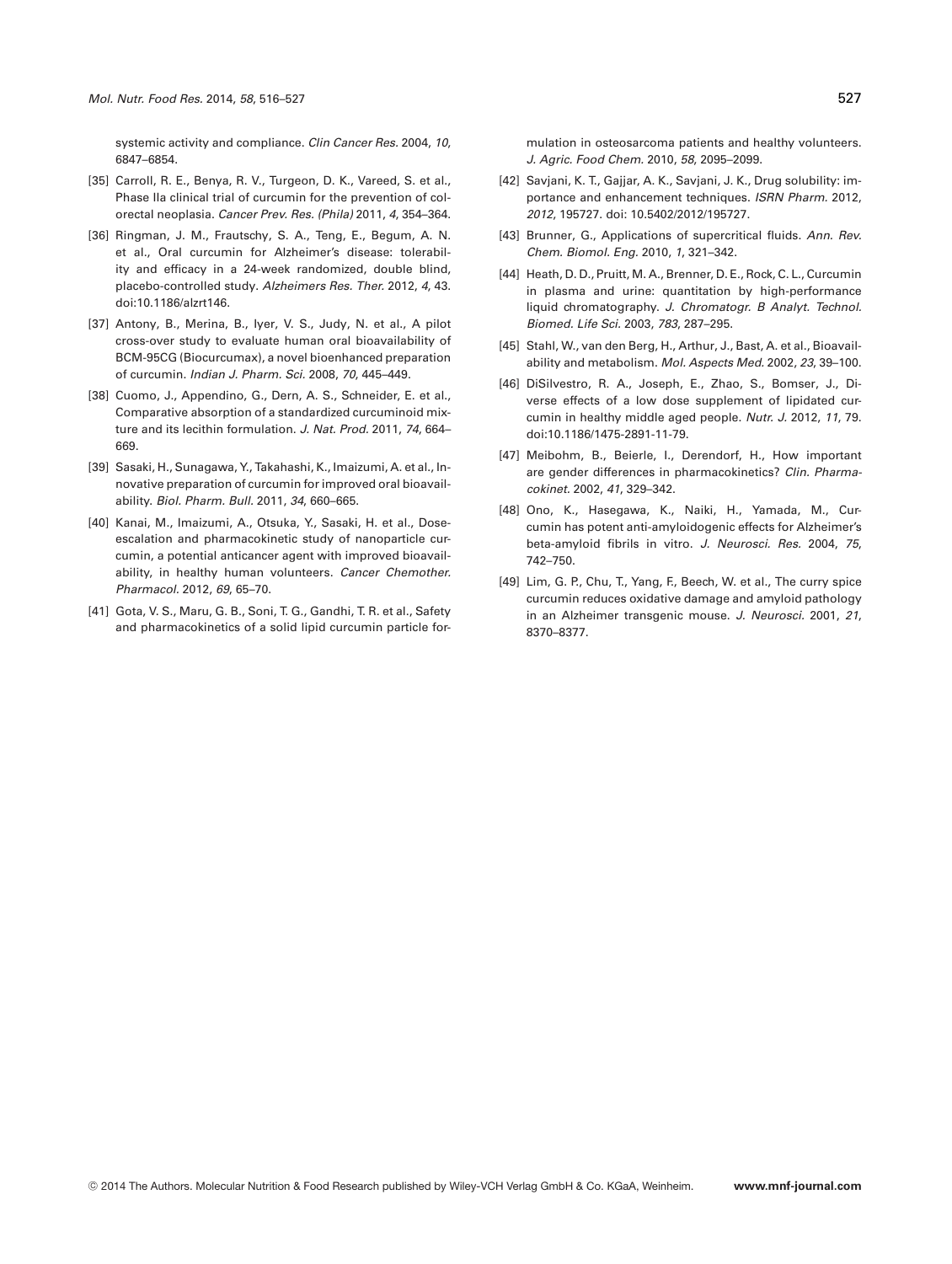systemic activity and compliance. *Clin Cancer Res.* 2004, *10*, 6847–6854.

[35] Carroll, R. E., Benya, R. V., Turgeon, D. K., Vareed, S. et al., Phase IIa clinical trial of curcumin for the prevention of colorectal neoplasia. *Cancer Prev. Res. (Phila)* 2011, *4*, 354–364.

[36] Ringman, J. M., Frautschy, S. A., Teng, E., Begum, A. N. et al., Oral curcumin for Alzheimer's disease: tolerability and efficacy in a 24-week randomized, double blind, placebo-controlled study. *Alzheimers Res. Ther.* 2012, *4*, 43. doi:10.1186/alzrt146.

[37] Antony, B., Merina, B., Iyer, V. S., Judy, N. et al., A pilot cross-over study to evaluate human oral bioavailability of BCM-95CG (Biocurcumax), a novel bioenhanced preparation of curcumin. *Indian J. Pharm. Sci.* 2008, *70*, 445–449.

[38] Cuomo, J., Appendino, G., Dern, A. S., Schneider, E. et al., Comparative absorption of a standardized curcuminoid mixture and its lecithin formulation. *J. Nat. Prod.* 2011, *74*, 664–669.

[39] Sasaki, H., Sunagawa, Y., Takahashi, K., Imaizumi, A. et al., Innovative preparation of curcumin for improved oral bioavailability. *Biol. Pharm. Bull.* 2011, *34*, 660–665.

[40] Kanai, M., Imaizumi, A., Otsuka, Y., Sasaki, H. et al., Dose-escalation and pharmacokinetic study of nanoparticle curcumin, a potential anticancer agent with improved bioavailability, in healthy human volunteers. *Cancer Chemother. Pharmacol.* 2012, *69*, 65–70.

[41] Gota, V. S., Maru, G. B., Soni, T. G., Gandhi, T. R. et al., Safety and pharmacokinetics of a solid lipid curcumin particle formulation in osteosarcoma patients and healthy volunteers. *J. Agric. Food Chem.* 2010, *58*, 2095–2099.

[42] Savjani, K. T., Gajjar, A. K., Savjani, J. K., Drug solubility: importance and enhancement techniques. *ISRN Pharm.* 2012, *2012*, 195727. doi: 10.5402/2012/195727.

[43] Brunner, G., Applications of supercritical fluids. *Ann. Rev. Chem. Biomol. Eng.* 2010, *1*, 321–342.

[44] Heath, D. D., Pruitt, M. A., Brenner, D. E., Rock, C. L., Curcumin in plasma and urine: quantitation by high-performance liquid chromatography. *J. Chromatogr. B Analyt. Technol. Biomed. Life Sci.* 2003, *783*, 287–295.

[45] Stahl, W., van den Berg, H., Arthur, J., Bast, A. et al., Bioavailability and metabolism. *Mol. Aspects Med.* 2002, *23*, 39–100.

[46] DiSilvestro, R. A., Joseph, E., Zhao, S., Bomser, J., Diverse effects of a low dose supplement of lipidated curcumin in healthy middle aged people. *Nutr. J.* 2012, *11*, 79. doi:10.1186/1475-2891-11-79.

[47] Meibohm, B., Beierle, I., Derendorf, H., How important are gender differences in pharmacokinetics? *Clin. Pharmacokinet.* 2002, *41*, 329–342.

[48] Ono, K., Hasegawa, K., Naiki, H., Yamada, M., Curcumin has potent anti-amyloidogenic effects for Alzheimer's beta-amyloid fibrils in vitro. *J. Neurosci. Res.* 2004, *75*, 742–750.

[49] Lim, G. P., Chu, T., Yang, F., Beech, W. et al., The curry spice curcumin reduces oxidative damage and amyloid pathology in an Alzheimer transgenic mouse. *J. Neurosci.* 2001, *21*, 8370–8377.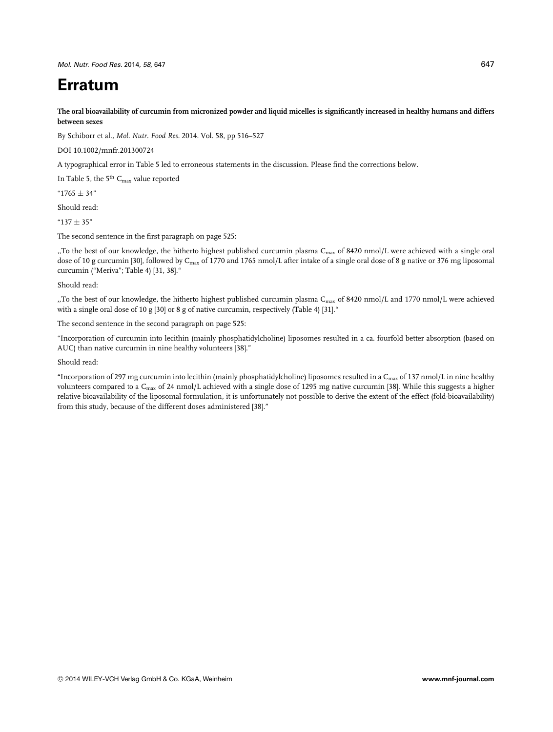# Erratum

**The oral bioavailability of curcumin from micronized powder and liquid micelles is significantly increased in healthy humans and differs between sexes**

By Schiborr et al., *Mol. Nutr. Food Res.* 2014. Vol. 58, pp 516–527

DOI 10.1002/mnfr.201300724

A typographical error in Table 5 led to erroneous statements in the discussion. Please find the corrections below.

In Table 5, the 5th $C_{max}$ value reported

"1765 ± 34"

Should read:

"137 ± 35"

The second sentence in the first paragraph on page 525:

„To the best of our knowledge, the hitherto highest published curcumin plasma $C_{max}$ of 8420 nmol/L were achieved with a single oral dose of 10 g curcumin [30], followed by $C_{max}$ of 1770 and 1765 nmol/L after intake of a single oral dose of 8 g native or 376 mg liposomal curcumin ("Meriva"; Table 4) [31, 38]."

Should read:

„To the best of our knowledge, the hitherto highest published curcumin plasma $C_{max}$ of 8420 nmol/L and 1770 nmol/L were achieved with a single oral dose of 10 g [30] or 8 g of native curcumin, respectively (Table 4) [31]."

The second sentence in the second paragraph on page 525:

"Incorporation of curcumin into lecithin (mainly phosphatidylcholine) liposomes resulted in a ca. fourfold better absorption (based on AUC) than native curcumin in nine healthy volunteers [38]."

Should read:

"Incorporation of 297 mg curcumin into lecithin (mainly phosphatidylcholine) liposomes resulted in a $C_{max}$ of 137 nmol/L in nine healthy volunteers compared to a $C_{max}$ of 24 nmol/L achieved with a single dose of 1295 mg native curcumin [38]. While this suggests a higher relative bioavailability of the liposomal formulation, it is unfortunately not possible to derive the extent of the effect (fold-bioavailability) from this study, because of the different doses administered [38]."